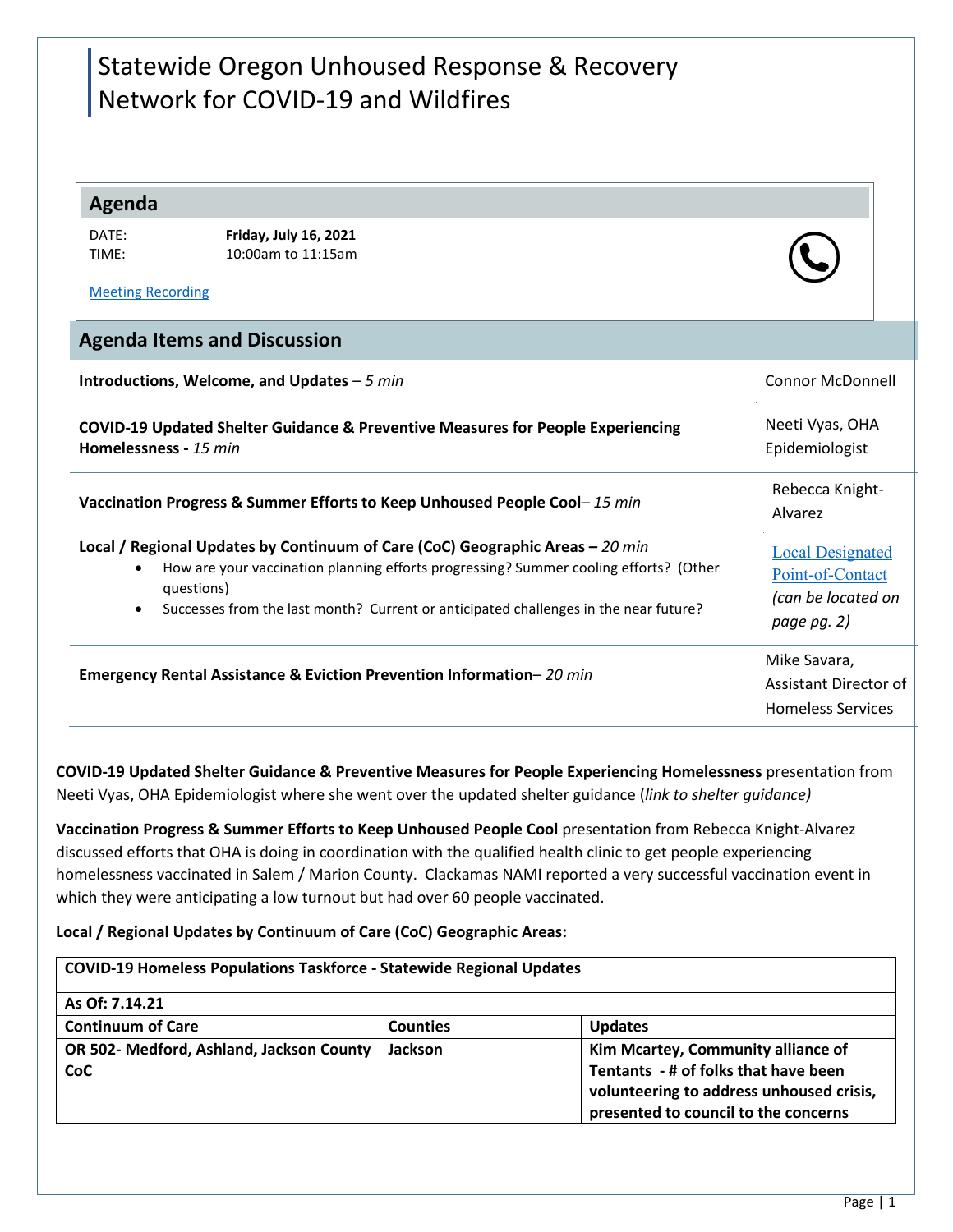# Statewide Oregon Unhoused Response & Recovery Network for COVID-19 and Wildfires

## Agenda

DATE: **Friday, July 16, 2021**
TIME: 10:00am to 11:15am

Meeting Recording

## Agenda Items and Discussion

| Agenda Item | Presenter |
|---|---|
| **Introductions, Welcome, and Updates** – *5 min* | Connor McDonnell |
| **COVID-19 Updated Shelter Guidance & Preventive Measures for People Experiencing Homelessness** - *15 min* | Neeti Vyas, OHA Epidemiologist |
| **Vaccination Progress & Summer Efforts to Keep Unhoused People Cool**– *15 min* | Rebecca Knight-Alvarez |
| **Local / Regional Updates by Continuum of Care (CoC) Geographic Areas –** *20 min*<br>• How are your vaccination planning efforts progressing? Summer cooling efforts? (Other questions)<br>• Successes from the last month? Current or anticipated challenges in the near future? | Local Designated Point-of-Contact *(can be located on page pg. 2)* |
| **Emergency Rental Assistance & Eviction Prevention Information**– *20 min* | Mike Savara, Assistant Director of Homeless Services |

**COVID-19 Updated Shelter Guidance & Preventive Measures for People Experiencing Homelessness** presentation from Neeti Vyas, OHA Epidemiologist where she went over the updated shelter guidance (*link to shelter guidance)*

**Vaccination Progress & Summer Efforts to Keep Unhoused People Cool** presentation from Rebecca Knight-Alvarez discussed efforts that OHA is doing in coordination with the qualified health clinic to get people experiencing homelessness vaccinated in Salem / Marion County. Clackamas NAMI reported a very successful vaccination event in which they were anticipating a low turnout but had over 60 people vaccinated.

**Local / Regional Updates by Continuum of Care (CoC) Geographic Areas:**

| **COVID-19 Homeless Populations Taskforce - Statewide Regional Updates** | | |
|---|---|---|
| **As Of: 7.14.21** | | |
| **Continuum of Care** | **Counties** | **Updates** |
| **OR 502- Medford, Ashland, Jackson County CoC** | **Jackson** | **Kim Mcartey, Community alliance of Tentants - # of folks that have been volunteering to address unhoused crisis, presented to council to the concerns** |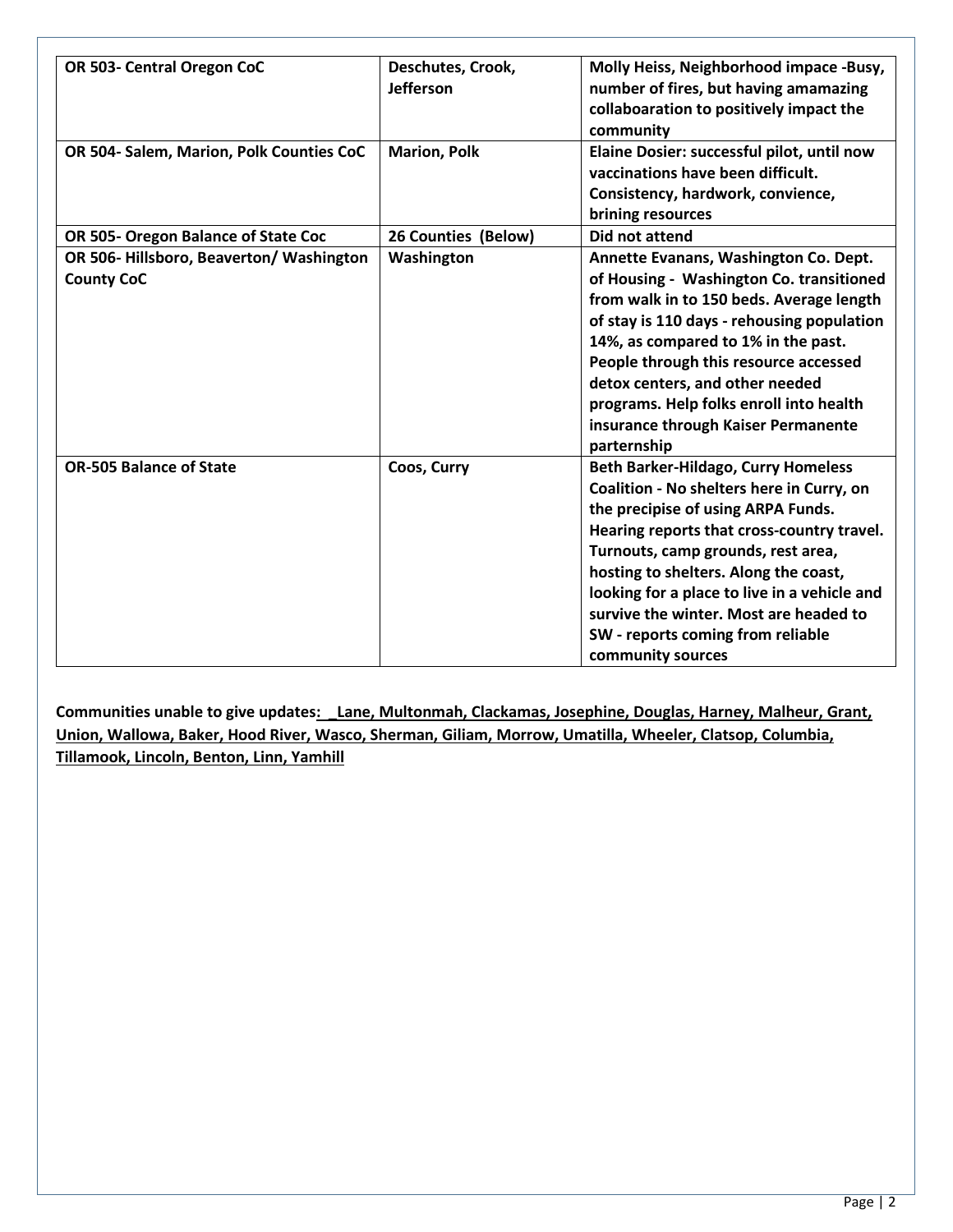| OR 503- Central Oregon CoC | Deschutes, Crook, Jefferson | Molly Heiss, Neighborhood impace -Busy, number of fires, but having amamazing collaboaration to positively impact the community |
|---|---|---|
| OR 504- Salem, Marion, Polk Counties CoC | Marion, Polk | Elaine Dosier: successful pilot, until now vaccinations have been difficult. Consistency, hardwork, convience, brining resources |
| OR 505- Oregon Balance of State Coc | 26 Counties (Below) | Did not attend |
| OR 506- Hillsboro, Beaverton/ Washington County CoC | Washington | Annette Evanans, Washington Co. Dept. of Housing - Washington Co. transitioned from walk in to 150 beds. Average length of stay is 110 days - rehousing population 14%, as compared to 1% in the past. People through this resource accessed detox centers, and other needed programs. Help folks enroll into health insurance through Kaiser Permanente parternship |
| OR-505 Balance of State | Coos, Curry | Beth Barker-Hildago, Curry Homeless Coalition - No shelters here in Curry, on the precipise of using ARPA Funds. Hearing reports that cross-country travel. Turnouts, camp grounds, rest area, hosting to shelters. Along the coast, looking for a place to live in a vehicle and survive the winter. Most are headed to SW - reports coming from reliable community sources |

**Communities unable to give updates: _Lane, Multonmah, Clackamas, Josephine, Douglas, Harney, Malheur, Grant, Union, Wallowa, Baker, Hood River, Wasco, Sherman, Giliam, Morrow, Umatilla, Wheeler, Clatsop, Columbia, Tillamook, Lincoln, Benton, Linn, Yamhill**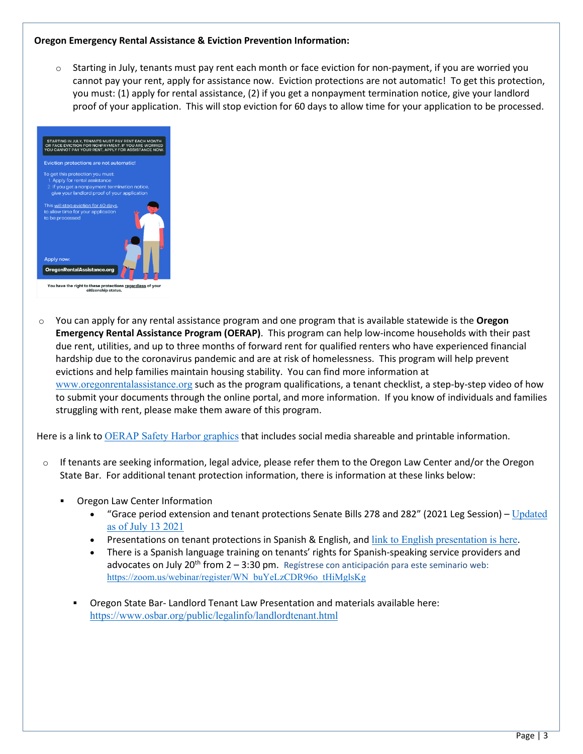**Oregon Emergency Rental Assistance & Eviction Prevention Information:**

- Starting in July, tenants must pay rent each month or face eviction for non-payment, if you are worried you cannot pay your rent, apply for assistance now. Eviction protections are not automatic! To get this protection, you must: (1) apply for rental assistance, (2) if you get a nonpayment termination notice, give your landlord proof of your application. This will stop eviction for 60 days to allow time for your application to be processed.

STARTING IN JULY, TENANTS MUST PAY RENT EACH MONTH OR FACE EVICTION FOR NONPAYMENT. IF YOU ARE WORRIED YOU CANNOT PAY YOUR RENT, APPLY FOR ASSISTANCE NOW.

Eviction protections are not automatic!

To get this protection you must:
1. Apply for rental assistance
2. If you get a nonpayment termination notice, give your landlord proof of your application

This will stop eviction for 60 days, to allow time for your application to be processed

Apply now:
OregonRentalAssistance.org

You have the right to these protections regardless of your citizenship status.

- You can apply for any rental assistance program and one program that is available statewide is the **Oregon Emergency Rental Assistance Program (OERAP)**. This program can help low-income households with their past due rent, utilities, and up to three months of forward rent for qualified renters who have experienced financial hardship due to the coronavirus pandemic and are at risk of homelessness. This program will help prevent evictions and help families maintain housing stability. You can find more information at www.oregonrentalassistance.org such as the program qualifications, a tenant checklist, a step-by-step video of how to submit your documents through the online portal, and more information. If you know of individuals and families struggling with rent, please make them aware of this program.

Here is a link to OERAP Safety Harbor graphics that includes social media shareable and printable information.

- If tenants are seeking information, legal advice, please refer them to the Oregon Law Center and/or the Oregon State Bar. For additional tenant protection information, there is information at these links below:
  - Oregon Law Center Information
    - "Grace period extension and tenant protections Senate Bills 278 and 282" (2021 Leg Session) – Updated as of July 13 2021
    - Presentations on tenant protections in Spanish & English, and link to English presentation is here.
    - There is a Spanish language training on tenants' rights for Spanish-speaking service providers and advocates on July 20th from 2 – 3:30 pm. Regístrese con anticipación para este seminario web: https://zoom.us/webinar/register/WN_buYeLzCDR96o_tHiMglsKg
  - Oregon State Bar- Landlord Tenant Law Presentation and materials available here: https://www.osbar.org/public/legalinfo/landlordtenant.html